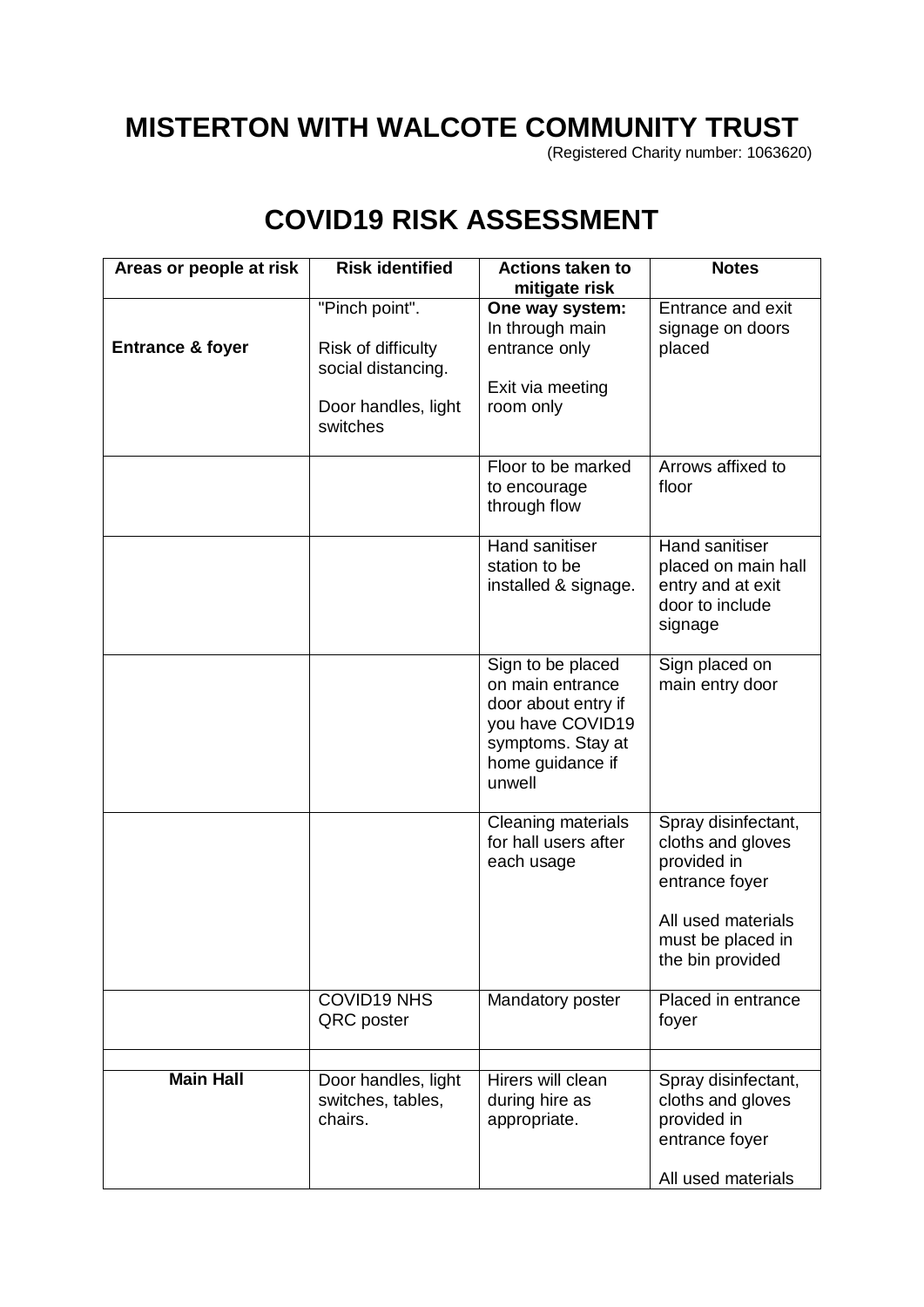# MISTERTON WITH WALCOTE COMMUNITY TRUST

(Registered Charity number: 1063620)

## COVID19 RISK ASSESSMENT

| Areas or people at risk | Risk identified | Actions taken to mitigate risk | Notes |
|---|---|---|---|
| **Entrance & foyer** | "Pinch point".<br><br>Risk of difficulty social distancing.<br><br>Door handles, light switches | **One way system:** In through main entrance only<br><br>Exit via meeting room only | Entrance and exit signage on doors placed |
| | | Floor to be marked to encourage through flow | Arrows affixed to floor |
| | | Hand sanitiser station to be installed & signage. | Hand sanitiser placed on main hall entry and at exit door to include signage |
| | | Sign to be placed on main entrance door about entry if you have COVID19 symptoms. Stay at home guidance if unwell | Sign placed on main entry door |
| | | Cleaning materials for hall users after each usage | Spray disinfectant, cloths and gloves provided in entrance foyer<br><br>All used materials must be placed in the bin provided |
| | COVID19 NHS QRC poster | Mandatory poster | Placed in entrance foyer |
| | | | |
| **Main Hall** | Door handles, light switches, tables, chairs. | Hirers will clean during hire as appropriate. | Spray disinfectant, cloths and gloves provided in entrance foyer<br><br>All used materials |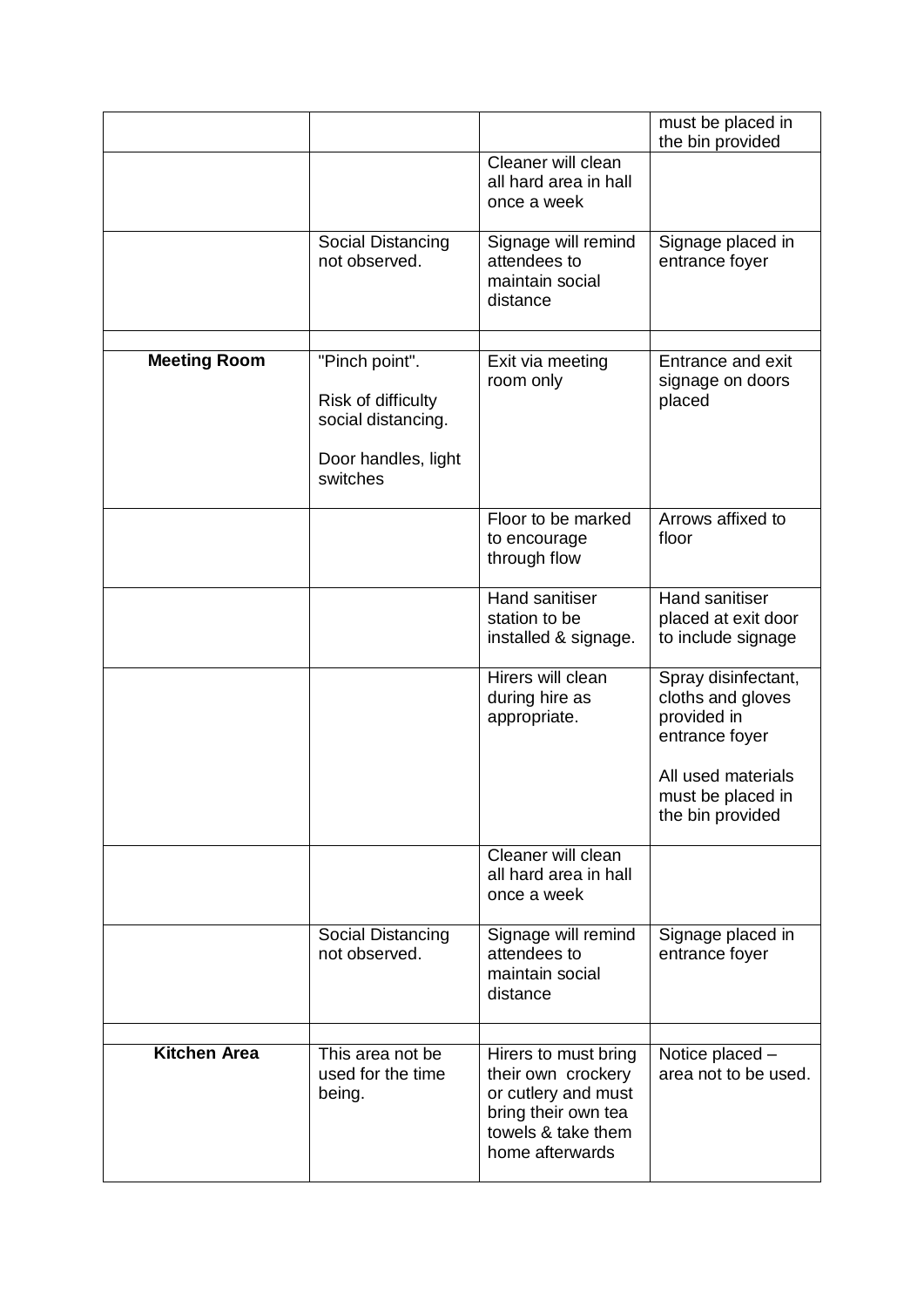| | | | |
|---|---|---|---|
| | | | must be placed in the bin provided |
| | | Cleaner will clean all hard area in hall once a week | |
| | Social Distancing not observed. | Signage will remind attendees to maintain social distance | Signage placed in entrance foyer |
| | | | |
| **Meeting Room** | "Pinch point".<br><br>Risk of difficulty social distancing.<br><br>Door handles, light switches | Exit via meeting room only | Entrance and exit signage on doors placed |
| | | Floor to be marked to encourage through flow | Arrows affixed to floor |
| | | Hand sanitiser station to be installed & signage. | Hand sanitiser placed at exit door to include signage |
| | | Hirers will clean during hire as appropriate. | Spray disinfectant, cloths and gloves provided in entrance foyer<br><br>All used materials must be placed in the bin provided |
| | | Cleaner will clean all hard area in hall once a week | |
| | Social Distancing not observed. | Signage will remind attendees to maintain social distance | Signage placed in entrance foyer |
| | | | |
| **Kitchen Area** | This area not be used for the time being. | Hirers to must bring their own crockery or cutlery and must bring their own tea towels & take them home afterwards | Notice placed – area not to be used. |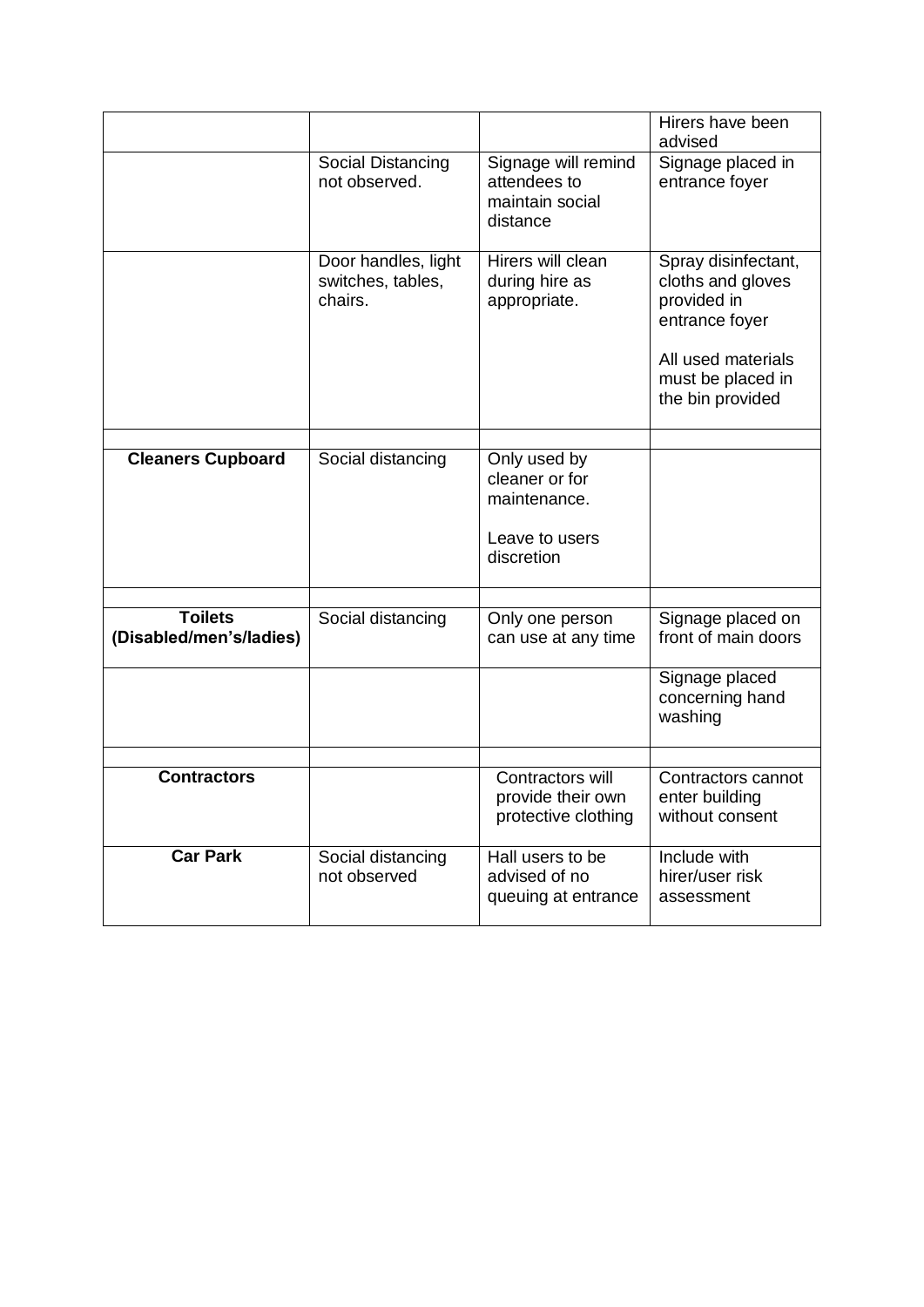| | | | |
|---|---|---|---|
| | | | Hirers have been advised |
| | Social Distancing not observed. | Signage will remind attendees to maintain social distance | Signage placed in entrance foyer |
| | Door handles, light switches, tables, chairs. | Hirers will clean during hire as appropriate. | Spray disinfectant, cloths and gloves provided in entrance foyer<br><br>All used materials must be placed in the bin provided |
| | | | |
| **Cleaners Cupboard** | Social distancing | Only used by cleaner or for maintenance.<br><br>Leave to users discretion | |
| | | | |
| **Toilets (Disabled/men's/ladies)** | Social distancing | Only one person can use at any time | Signage placed on front of main doors |
| | | | Signage placed concerning hand washing |
| | | | |
| **Contractors** | | Contractors will provide their own protective clothing | Contractors cannot enter building without consent |
| **Car Park** | Social distancing not observed | Hall users to be advised of no queuing at entrance | Include with hirer/user risk assessment |